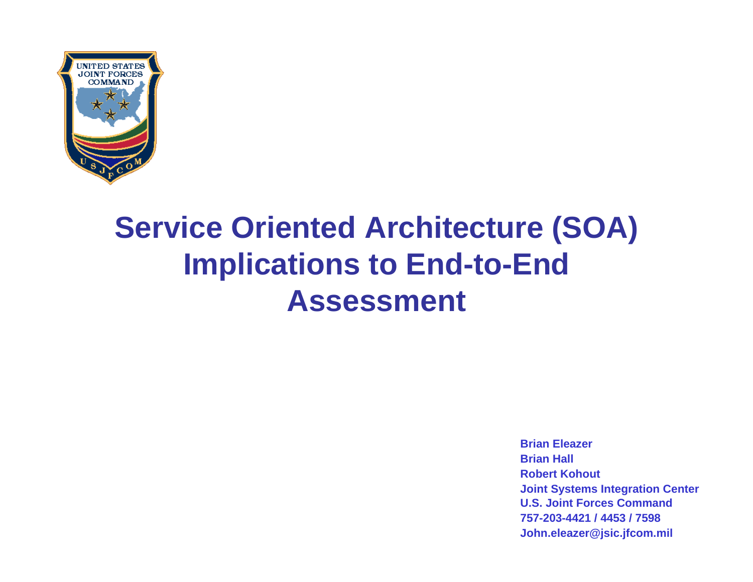# Service Oriented Architecture (SOA) Implications to End-to-End Assessment

**Brian Eleazer**
**Brian Hall**
**Robert Kohout**
**Joint Systems Integration Center**
**U.S. Joint Forces Command**
**757-203-4421 / 4453 / 7598**
**John.eleazer@jsic.jfcom.mil**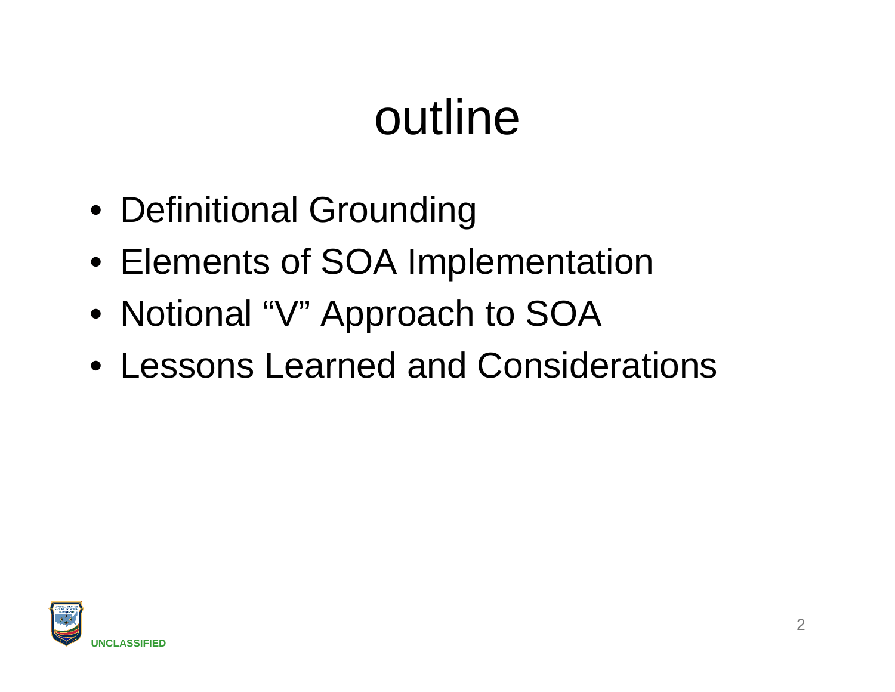# outline

- Definitional Grounding
- Elements of SOA Implementation
- Notional “V” Approach to SOA
- Lessons Learned and Considerations

UNCLASSIFIED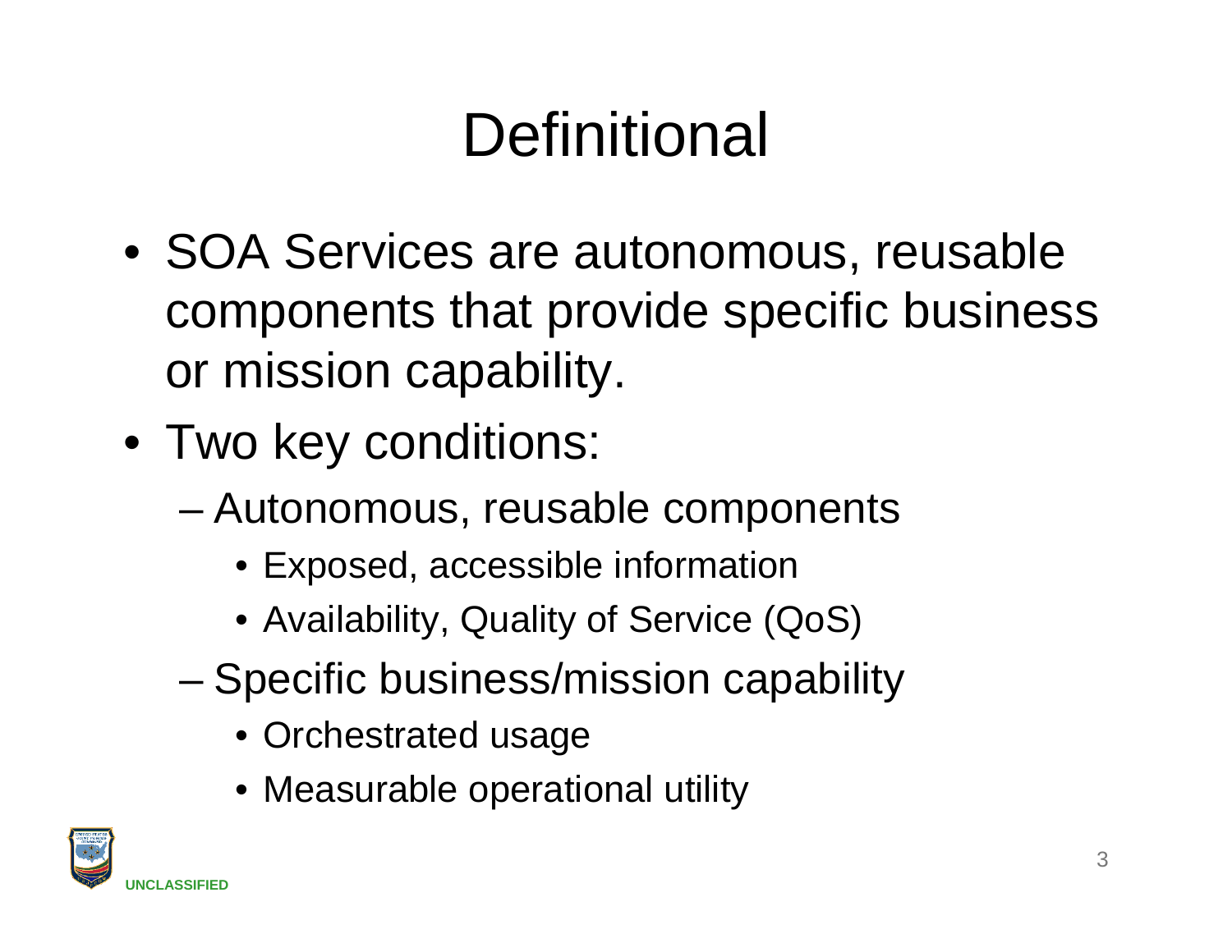# Definitional

- SOA Services are autonomous, reusable components that provide specific business or mission capability.
- Two key conditions:
  - Autonomous, reusable components
    - Exposed, accessible information
    - Availability, Quality of Service (QoS)
  - Specific business/mission capability
    - Orchestrated usage
    - Measurable operational utility

UNCLASSIFIED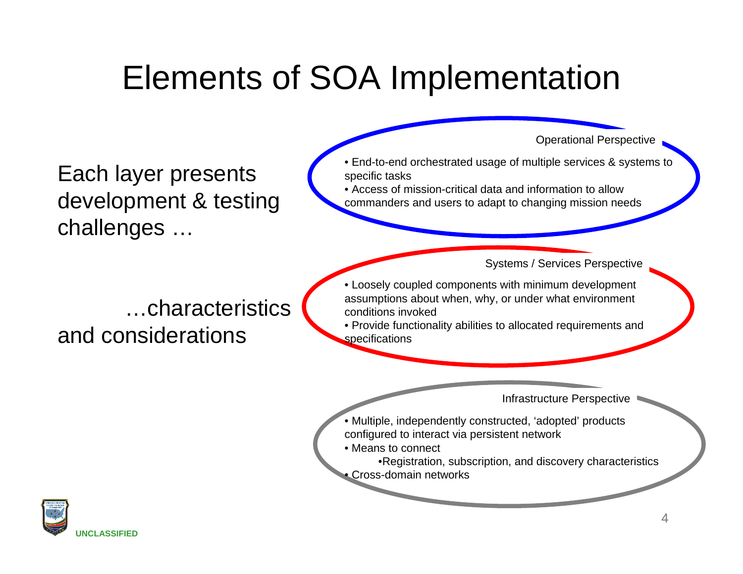# Elements of SOA Implementation

Each layer presents development & testing challenges …

…characteristics and considerations

### Operational Perspective

- End-to-end orchestrated usage of multiple services & systems to specific tasks
- Access of mission-critical data and information to allow commanders and users to adapt to changing mission needs

### Systems / Services Perspective

- Loosely coupled components with minimum development assumptions about when, why, or under what environment conditions invoked
- Provide functionality abilities to allocated requirements and specifications

### Infrastructure Perspective

- Multiple, independently constructed, 'adopted' products configured to interact via persistent network
- Means to connect
  - Registration, subscription, and discovery characteristics
- Cross-domain networks

UNCLASSIFIED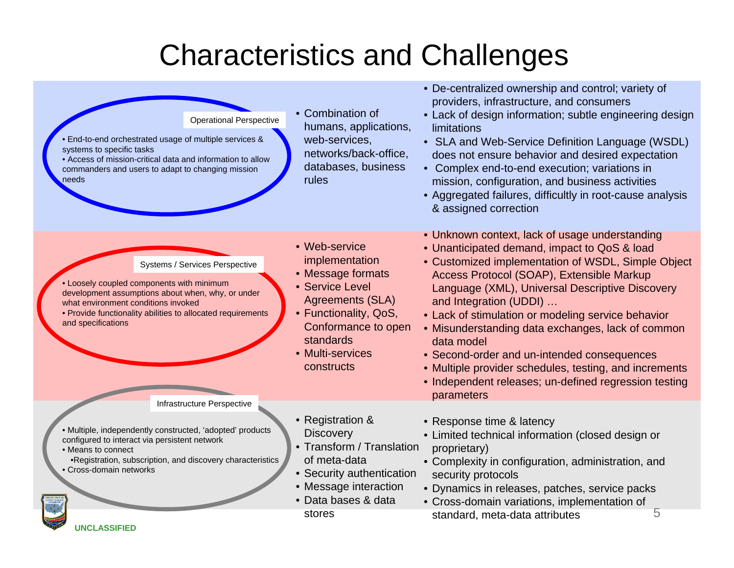# Characteristics and Challenges

## Operational Perspective

- End-to-end orchestrated usage of multiple services & systems to specific tasks
- Access of mission-critical data and information to allow commanders and users to adapt to changing mission needs

- Combination of humans, applications, web-services, networks/back-office, databases, business rules

- De-centralized ownership and control; variety of providers, infrastructure, and consumers
- Lack of design information; subtle engineering design limitations
- SLA and Web-Service Definition Language (WSDL) does not ensure behavior and desired expectation
- Complex end-to-end execution; variations in mission, configuration, and business activities
- Aggregated failures, difficultly in root-cause analysis & assigned correction

## Systems / Services Perspective

- Loosely coupled components with minimum development assumptions about when, why, or under what environment conditions invoked
- Provide functionality abilities to allocated requirements and specifications

- Web-service implementation
- Message formats
- Service Level Agreements (SLA)
- Functionality, QoS, Conformance to open standards
- Multi-services constructs

- Unknown context, lack of usage understanding
- Unanticipated demand, impact to QoS & load
- Customized implementation of WSDL, Simple Object Access Protocol (SOAP), Extensible Markup Language (XML), Universal Descriptive Discovery and Integration (UDDI) …
- Lack of stimulation or modeling service behavior
- Misunderstanding data exchanges, lack of common data model
- Second-order and un-intended consequences
- Multiple provider schedules, testing, and increments
- Independent releases; un-defined regression testing parameters

## Infrastructure Perspective

- Multiple, independently constructed, 'adopted' products configured to interact via persistent network
- Means to connect
  - Registration, subscription, and discovery characteristics
- Cross-domain networks

- Registration & Discovery
- Transform / Translation of meta-data
- Security authentication
- Message interaction
- Data bases & data stores

- Response time & latency
- Limited technical information (closed design or proprietary)
- Complexity in configuration, administration, and security protocols
- Dynamics in releases, patches, service packs
- Cross-domain variations, implementation of standard, meta-data attributes

UNCLASSIFIED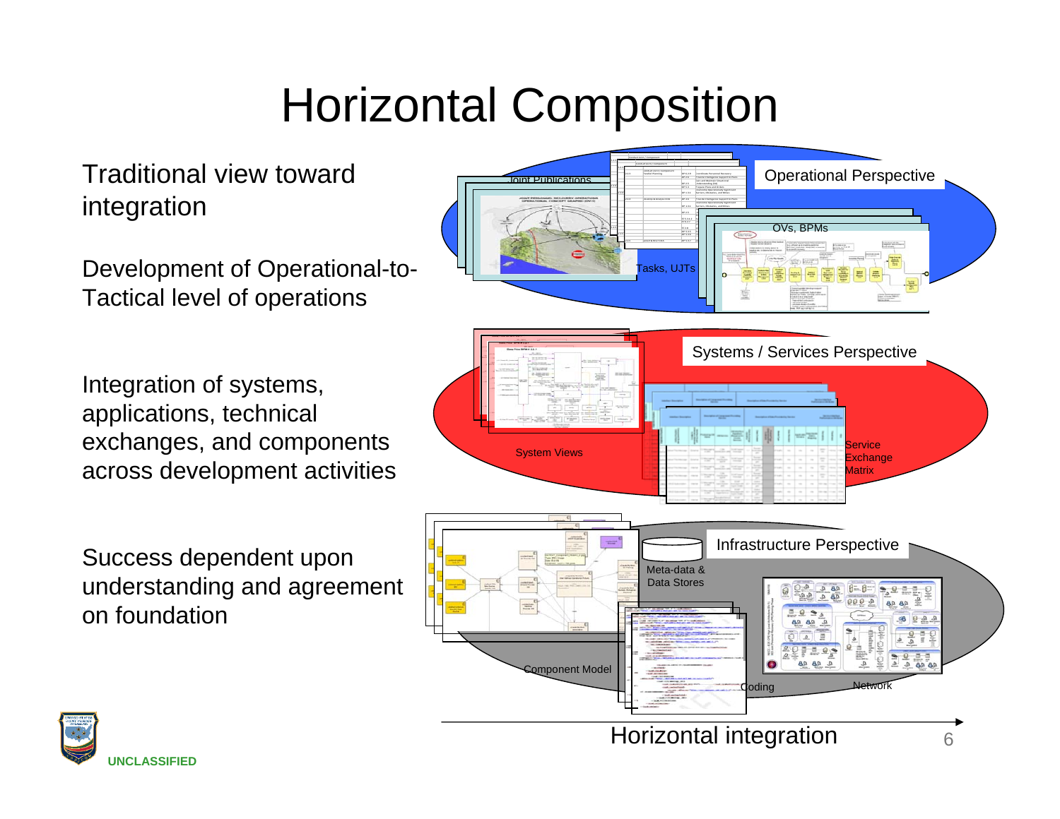# Horizontal Composition

Traditional view toward integration

Development of Operational-to-Tactical level of operations

Integration of systems, applications, technical exchanges, and components across development activities

Success dependent upon understanding and agreement on foundation

Operational Perspective

Joint Publications

Tasks, UJTs

OVs, BPMs

Systems / Services Perspective

System Views

Service Exchange Matrix

Infrastructure Perspective

Meta-data & Data Stores

Component Model

Coding

Network

Horizontal integration

UNCLASSIFIED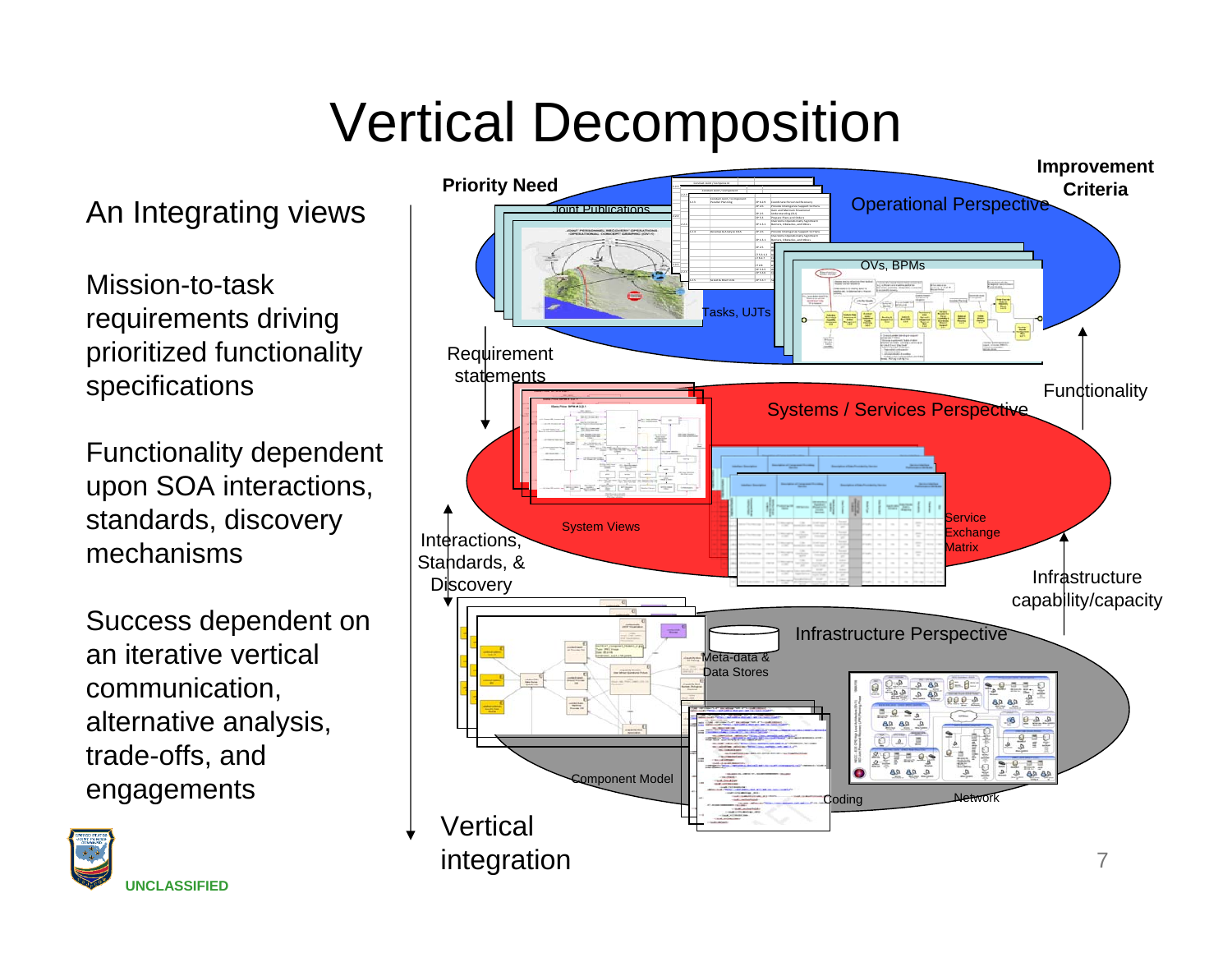# Vertical Decomposition

An Integrating views

Mission-to-task requirements driving prioritized functionality specifications

Functionality dependent upon SOA interactions, standards, discovery mechanisms

Success dependent on an iterative vertical communication, alternative analysis, trade-offs, and engagements

Priority Need

Improvement Criteria

Joint Publications

Operational Perspective

OVs, BPMs

Tasks, UJTs

Requirement statements

Functionality

Systems / Services Perspective

System Views

Service Exchange Matrix

Interactions, Standards, & Discovery

Infrastructure capability/capacity

Infrastructure Perspective

Meta-data & Data Stores

Component Model

Coding

Network

Vertical integration

UNCLASSIFIED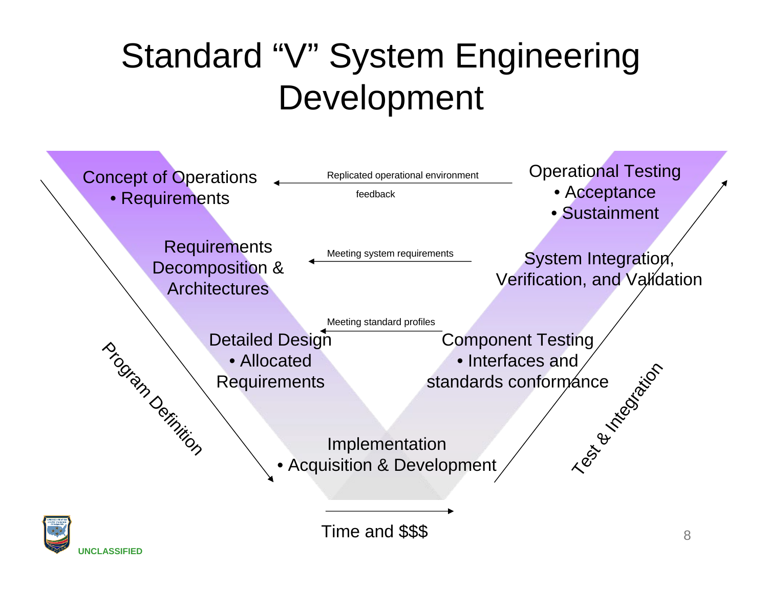# Standard "V" System Engineering Development

Concept of Operations
- Requirements

Replicated operational environment

feedback

Operational Testing
- Acceptance
- Sustainment

Requirements Decomposition & Architectures

Meeting system requirements

System Integration, Verification, and Validation

Detailed Design
- Allocated Requirements

Meeting standard profiles

Component Testing
- Interfaces and standards conformance

Implementation
- Acquisition & Development

Program Definition

Test & Integration

Time and $$$

UNCLASSIFIED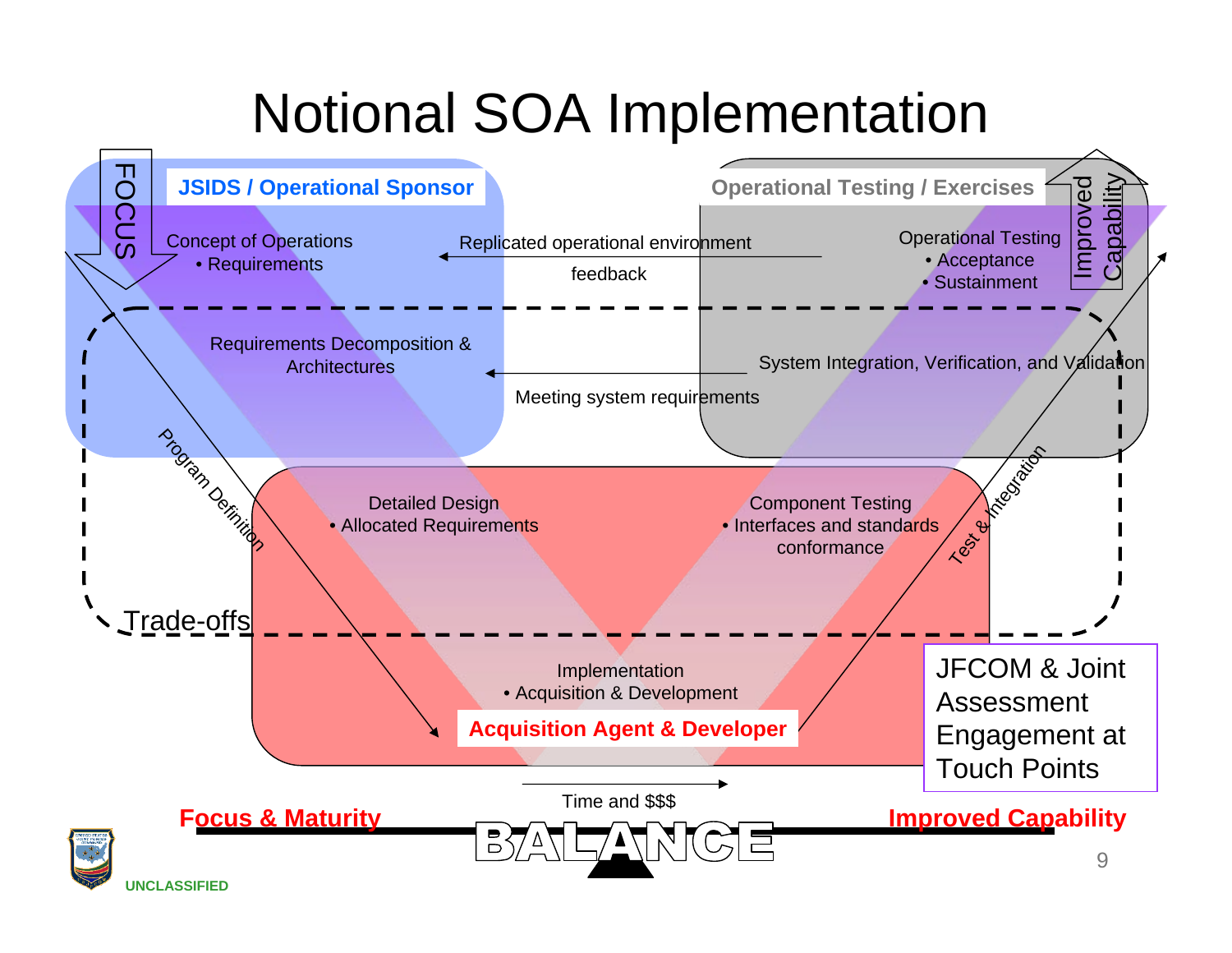# Notional SOA Implementation

FOCUS

**JSIDS / Operational Sponsor**

Concept of Operations
- Requirements

Replicated operational environment

feedback

**Operational Testing / Exercises**

Operational Testing
- Acceptance
- Sustainment

Improved Capability

Requirements Decomposition & Architectures

System Integration, Verification, and Validation

Meeting system requirements

Program Definition

Test & Integration

Detailed Design
- Allocated Requirements

Component Testing
- Interfaces and standards conformance

Trade-offs

Implementation
- Acquisition & Development

**Acquisition Agent & Developer**

JFCOM & Joint Assessment Engagement at Touch Points

Time and $$$

**Focus & Maturity**

BALANCE

**Improved Capability**

UNCLASSIFIED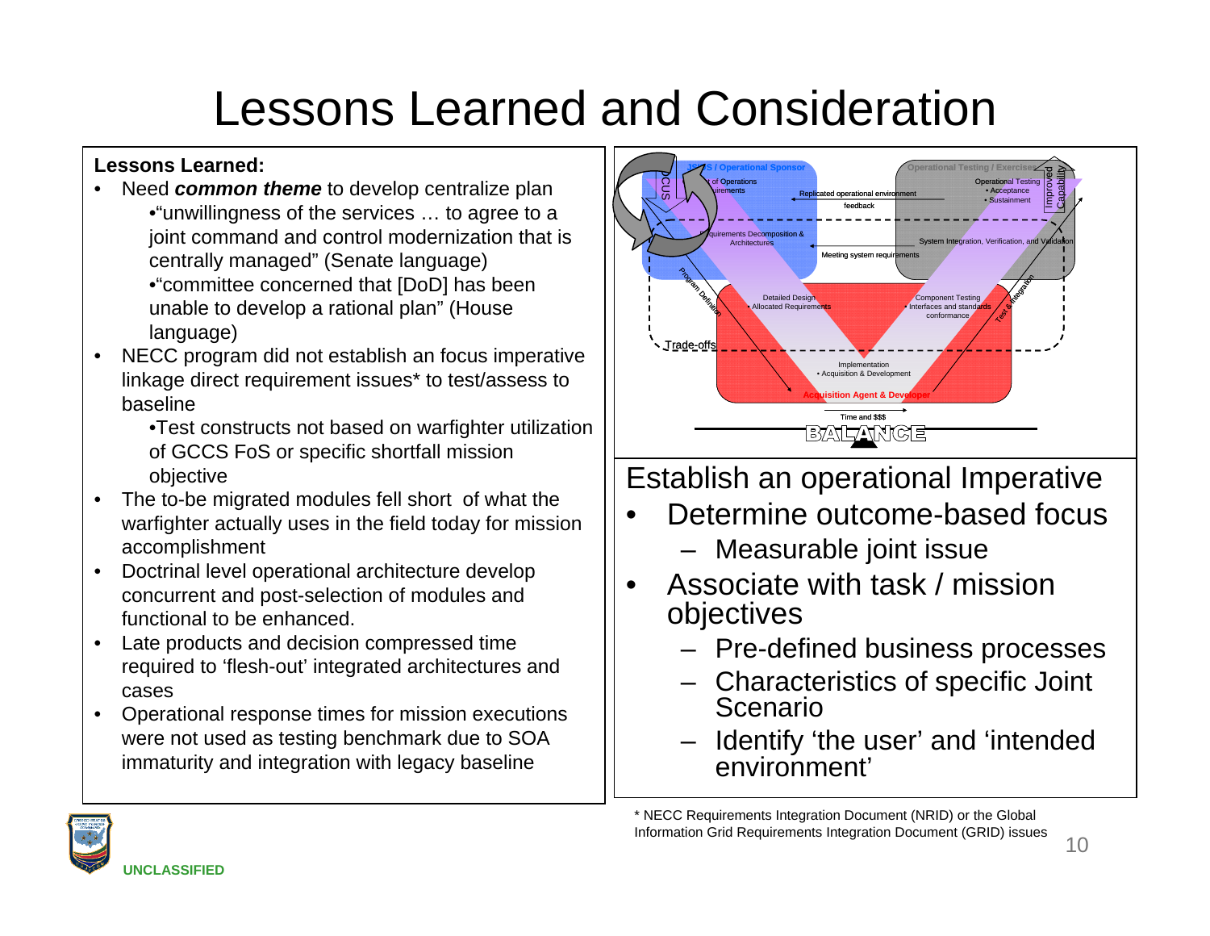# Lessons Learned and Consideration

**Lessons Learned:**

- Need ***common theme*** to develop centralize plan
  - "unwillingness of the services … to agree to a joint command and control modernization that is centrally managed" (Senate language)
  - "committee concerned that [DoD] has been unable to develop a rational plan" (House language)
- NECC program did not establish an focus imperative linkage direct requirement issues* to test/assess to baseline
  - Test constructs not based on warfighter utilization of GCCS FoS or specific shortfall mission objective
- The to-be migrated modules fell short of what the warfighter actually uses in the field today for mission accomplishment
- Doctrinal level operational architecture develop concurrent and post-selection of modules and functional to be enhanced.
- Late products and decision compressed time required to 'flesh-out' integrated architectures and cases
- Operational response times for mission executions were not used as testing benchmark due to SOA immaturity and integration with legacy baseline

Establish an operational Imperative

- Determine outcome-based focus
  - Measurable joint issue
- Associate with task / mission objectives
  - Pre-defined business processes
  - Characteristics of specific Joint Scenario
  - Identify 'the user' and 'intended environment'

* NECC Requirements Integration Document (NRID) or the Global Information Grid Requirements Integration Document (GRID) issues

UNCLASSIFIED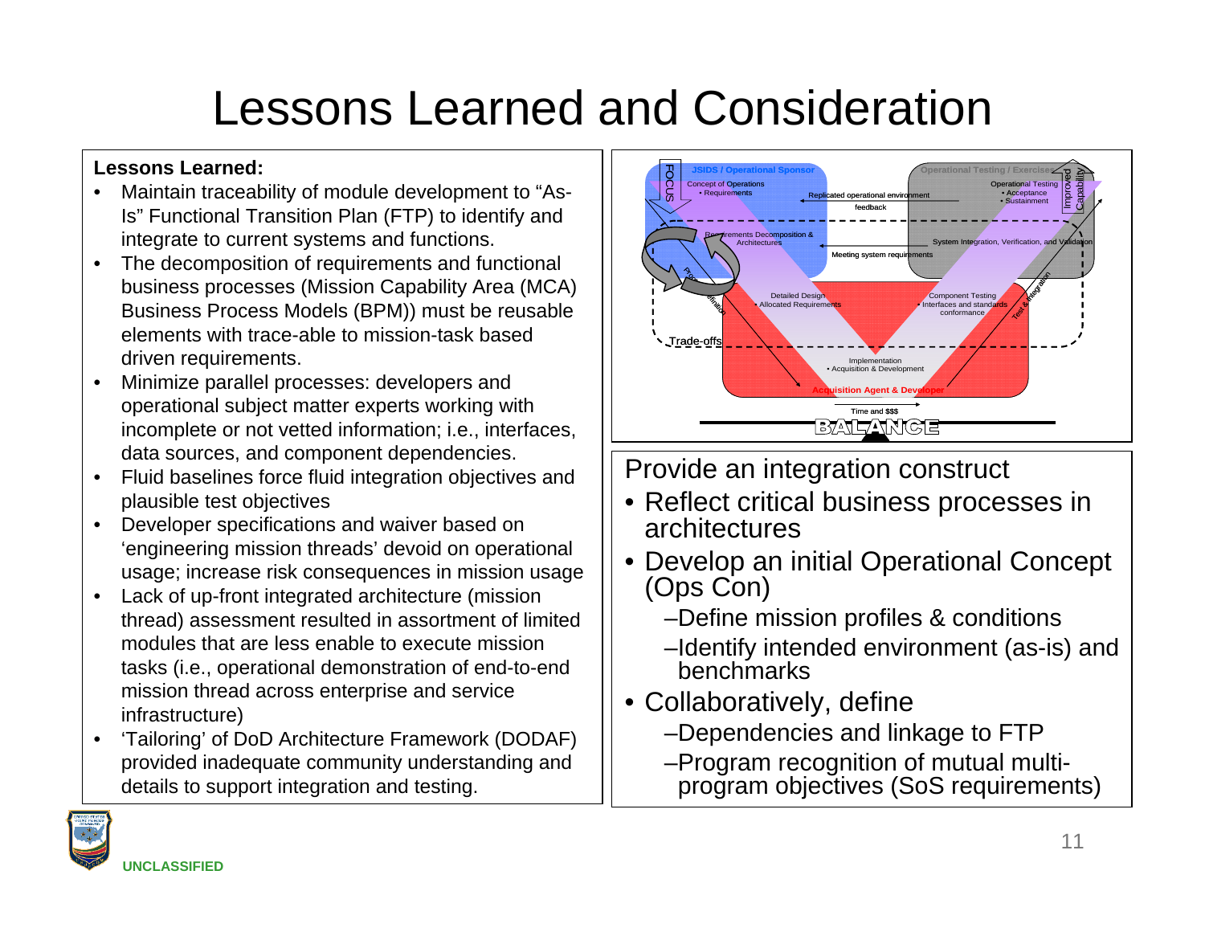# Lessons Learned and Consideration

**Lessons Learned:**

- Maintain traceability of module development to "As-Is" Functional Transition Plan (FTP) to identify and integrate to current systems and functions.
- The decomposition of requirements and functional business processes (Mission Capability Area (MCA) Business Process Models (BPM)) must be reusable elements with trace-able to mission-task based driven requirements.
- Minimize parallel processes: developers and operational subject matter experts working with incomplete or not vetted information; i.e., interfaces, data sources, and component dependencies.
- Fluid baselines force fluid integration objectives and plausible test objectives
- Developer specifications and waiver based on 'engineering mission threads' devoid on operational usage; increase risk consequences in mission usage
- Lack of up-front integrated architecture (mission thread) assessment resulted in assortment of limited modules that are less enable to execute mission tasks (i.e., operational demonstration of end-to-end mission thread across enterprise and service infrastructure)
- 'Tailoring' of DoD Architecture Framework (DODAF) provided inadequate community understanding and details to support integration and testing.

Provide an integration construct

- Reflect critical business processes in architectures
- Develop an initial Operational Concept (Ops Con)
  - –Define mission profiles & conditions
  - –Identify intended environment (as-is) and benchmarks
- Collaboratively, define
  - –Dependencies and linkage to FTP
  - –Program recognition of mutual multi-program objectives (SoS requirements)

UNCLASSIFIED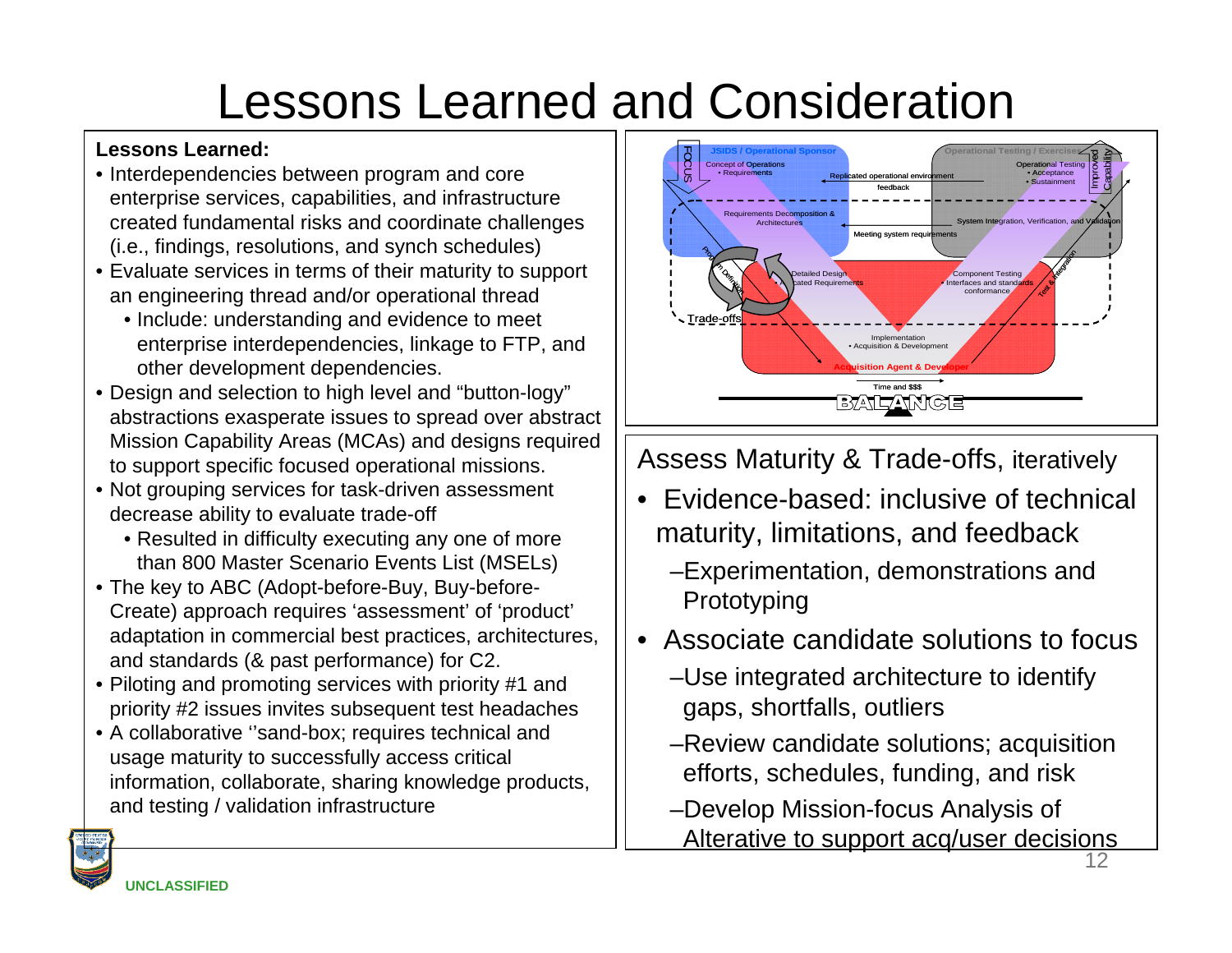# Lessons Learned and Consideration

**Lessons Learned:**

- Interdependencies between program and core enterprise services, capabilities, and infrastructure created fundamental risks and coordinate challenges (i.e., findings, resolutions, and synch schedules)
- Evaluate services in terms of their maturity to support an engineering thread and/or operational thread
  - Include: understanding and evidence to meet enterprise interdependencies, linkage to FTP, and other development dependencies.
- Design and selection to high level and "button-logy" abstractions exasperate issues to spread over abstract Mission Capability Areas (MCAs) and designs required to support specific focused operational missions.
- Not grouping services for task-driven assessment decrease ability to evaluate trade-off
  - Resulted in difficulty executing any one of more than 800 Master Scenario Events List (MSELs)
- The key to ABC (Adopt-before-Buy, Buy-before-Create) approach requires 'assessment' of 'product' adaptation in commercial best practices, architectures, and standards (& past performance) for C2.
- Piloting and promoting services with priority #1 and priority #2 issues invites subsequent test headaches
- A collaborative ''sand-box; requires technical and usage maturity to successfully access critical information, collaborate, sharing knowledge products, and testing / validation infrastructure

Assess Maturity & Trade-offs, iteratively

- Evidence-based: inclusive of technical maturity, limitations, and feedback
  - –Experimentation, demonstrations and Prototyping
- Associate candidate solutions to focus
  - –Use integrated architecture to identify gaps, shortfalls, outliers
  - –Review candidate solutions; acquisition efforts, schedules, funding, and risk
  - –Develop Mission-focus Analysis of Alterative to support acq/user decisions

UNCLASSIFIED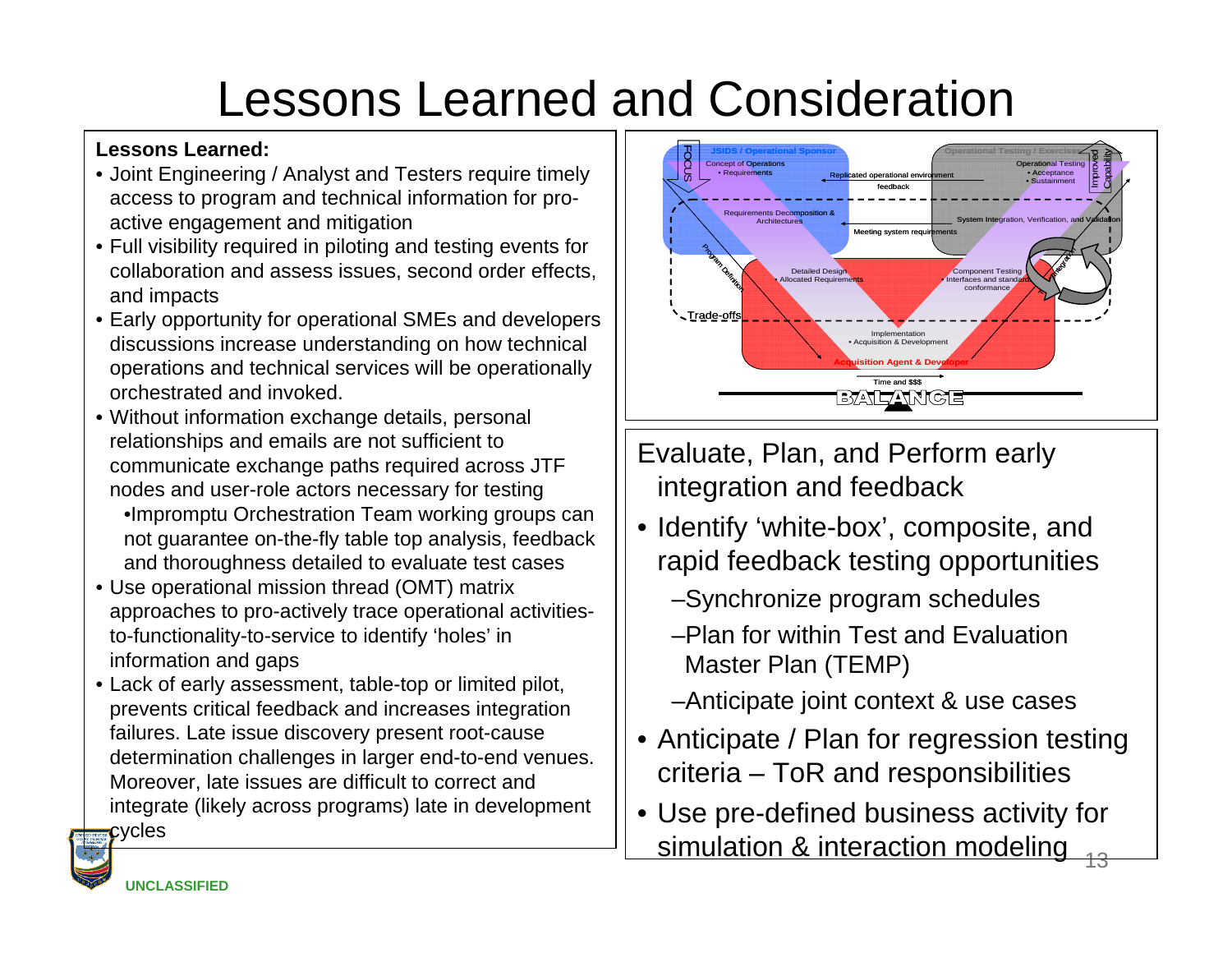# Lessons Learned and Consideration

**Lessons Learned:**

- Joint Engineering / Analyst and Testers require timely access to program and technical information for pro-active engagement and mitigation
- Full visibility required in piloting and testing events for collaboration and assess issues, second order effects, and impacts
- Early opportunity for operational SMEs and developers discussions increase understanding on how technical operations and technical services will be operationally orchestrated and invoked.
- Without information exchange details, personal relationships and emails are not sufficient to communicate exchange paths required across JTF nodes and user-role actors necessary for testing
  - Impromptu Orchestration Team working groups can not guarantee on-the-fly table top analysis, feedback and thoroughness detailed to evaluate test cases
- Use operational mission thread (OMT) matrix approaches to pro-actively trace operational activities-to-functionality-to-service to identify 'holes' in information and gaps
- Lack of early assessment, table-top or limited pilot, prevents critical feedback and increases integration failures. Late issue discovery present root-cause determination challenges in larger end-to-end venues. Moreover, late issues are difficult to correct and integrate (likely across programs) late in development cycles

Evaluate, Plan, and Perform early integration and feedback

- Identify 'white-box', composite, and rapid feedback testing opportunities
  - Synchronize program schedules
  - Plan for within Test and Evaluation Master Plan (TEMP)
  - Anticipate joint context & use cases
- Anticipate / Plan for regression testing criteria – ToR and responsibilities
- Use pre-defined business activity for simulation & interaction modeling

UNCLASSIFIED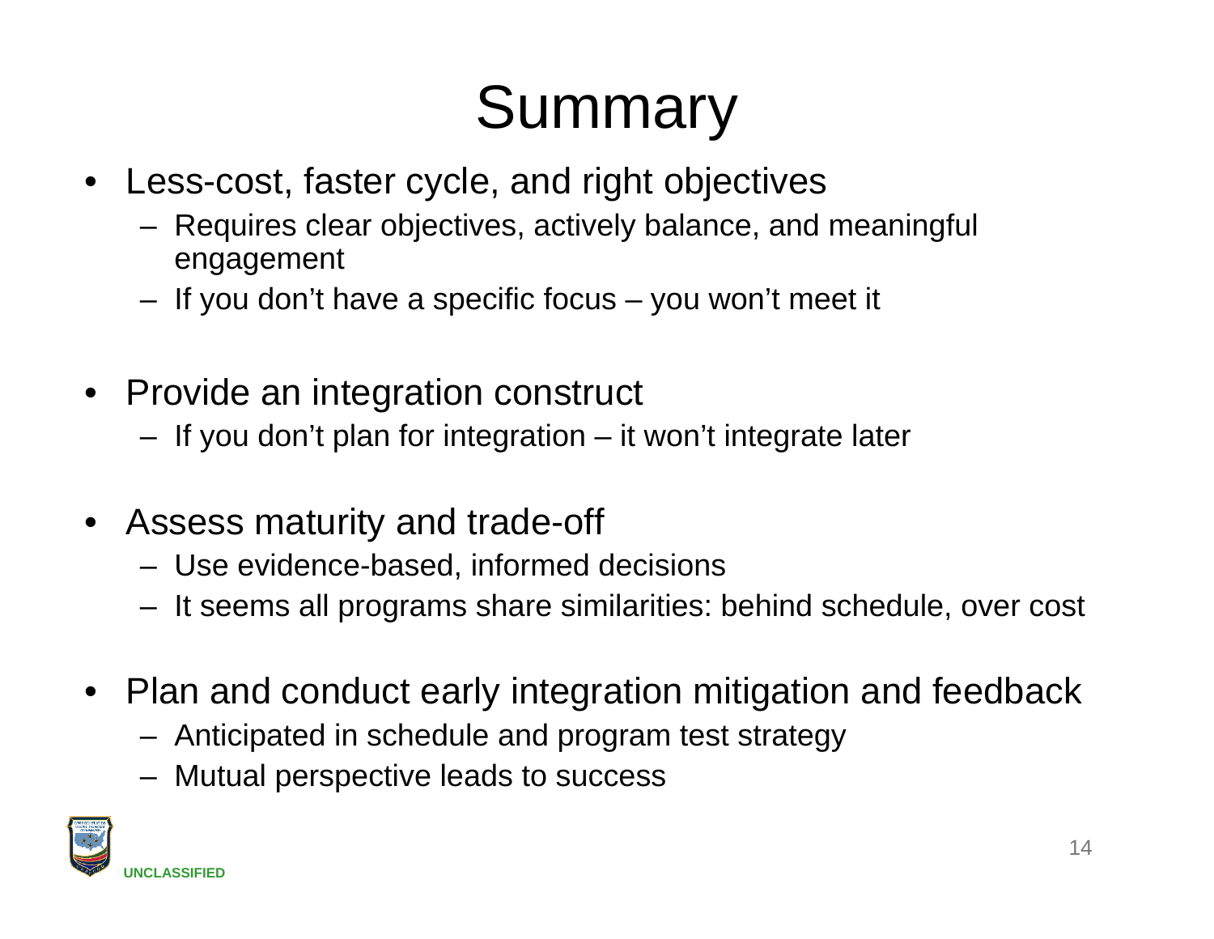# Summary

- Less-cost, faster cycle, and right objectives
  - Requires clear objectives, actively balance, and meaningful engagement
  - If you don't have a specific focus – you won't meet it

- Provide an integration construct
  - If you don't plan for integration – it won't integrate later

- Assess maturity and trade-off
  - Use evidence-based, informed decisions
  - It seems all programs share similarities: behind schedule, over cost

- Plan and conduct early integration mitigation and feedback
  - Anticipated in schedule and program test strategy
  - Mutual perspective leads to success

UNCLASSIFIED